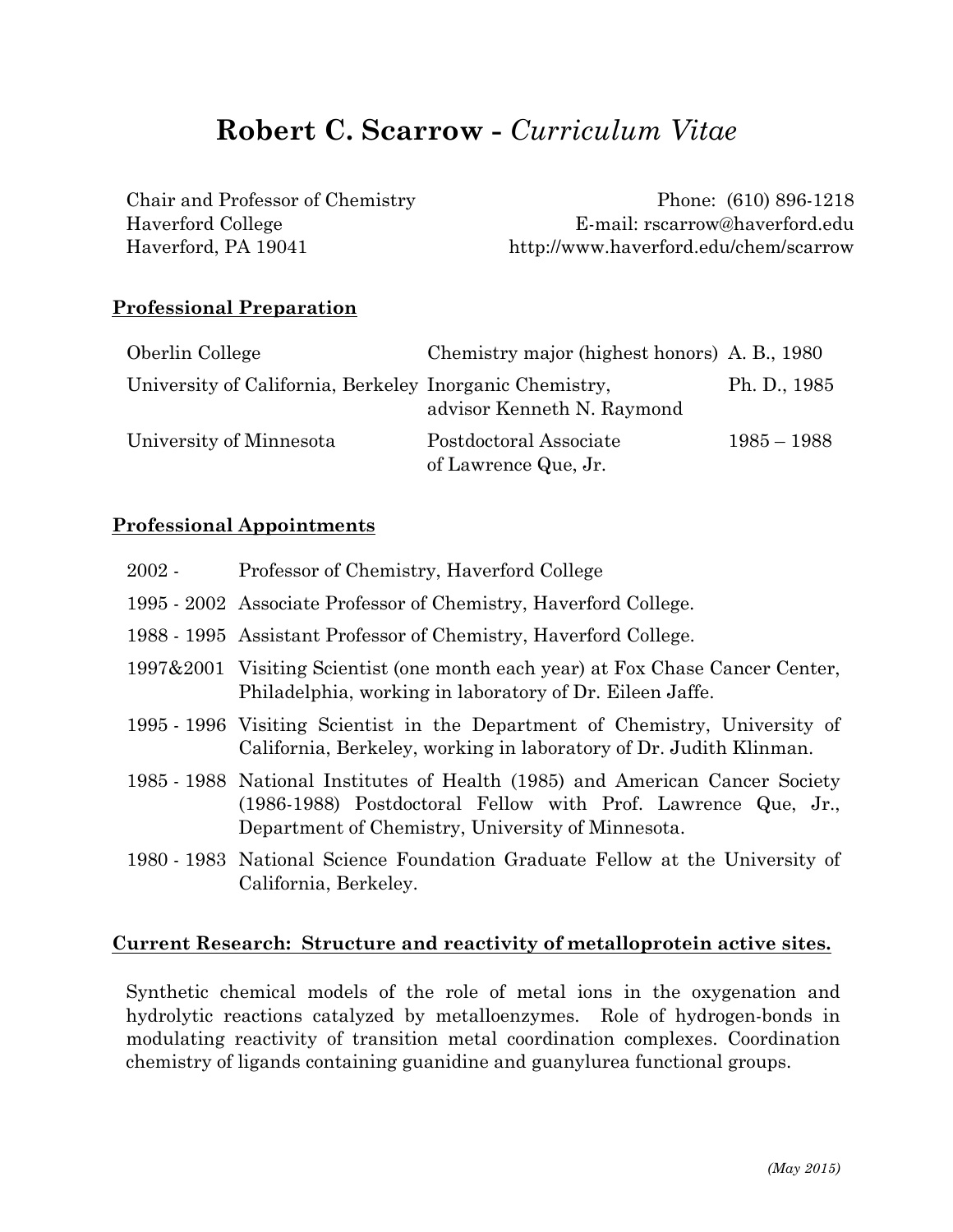# Robert C. Scarrow - *Curriculum Vitae*

Chair and Professor of Chemistry
Haverford College
Haverford, PA 19041

Phone: (610) 896-1218
E-mail: rscarrow@haverford.edu
http://www.haverford.edu/chem/scarrow

## Professional Preparation

| | | |
|---|---|---|
| Oberlin College | Chemistry major (highest honors) | A. B., 1980 |
| University of California, Berkeley | Inorganic Chemistry, advisor Kenneth N. Raymond | Ph. D., 1985 |
| University of Minnesota | Postdoctoral Associate of Lawrence Que, Jr. | 1985 – 1988 |

## Professional Appointments

- 2002 - Professor of Chemistry, Haverford College
- 1995 - 2002 Associate Professor of Chemistry, Haverford College.
- 1988 - 1995 Assistant Professor of Chemistry, Haverford College.
- 1997&2001 Visiting Scientist (one month each year) at Fox Chase Cancer Center, Philadelphia, working in laboratory of Dr. Eileen Jaffe.
- 1995 - 1996 Visiting Scientist in the Department of Chemistry, University of California, Berkeley, working in laboratory of Dr. Judith Klinman.
- 1985 - 1988 National Institutes of Health (1985) and American Cancer Society (1986-1988) Postdoctoral Fellow with Prof. Lawrence Que, Jr., Department of Chemistry, University of Minnesota.
- 1980 - 1983 National Science Foundation Graduate Fellow at the University of California, Berkeley.

## Current Research: Structure and reactivity of metalloprotein active sites.

Synthetic chemical models of the role of metal ions in the oxygenation and hydrolytic reactions catalyzed by metalloenzymes. Role of hydrogen-bonds in modulating reactivity of transition metal coordination complexes. Coordination chemistry of ligands containing guanidine and guanylurea functional groups.

*(May 2015)*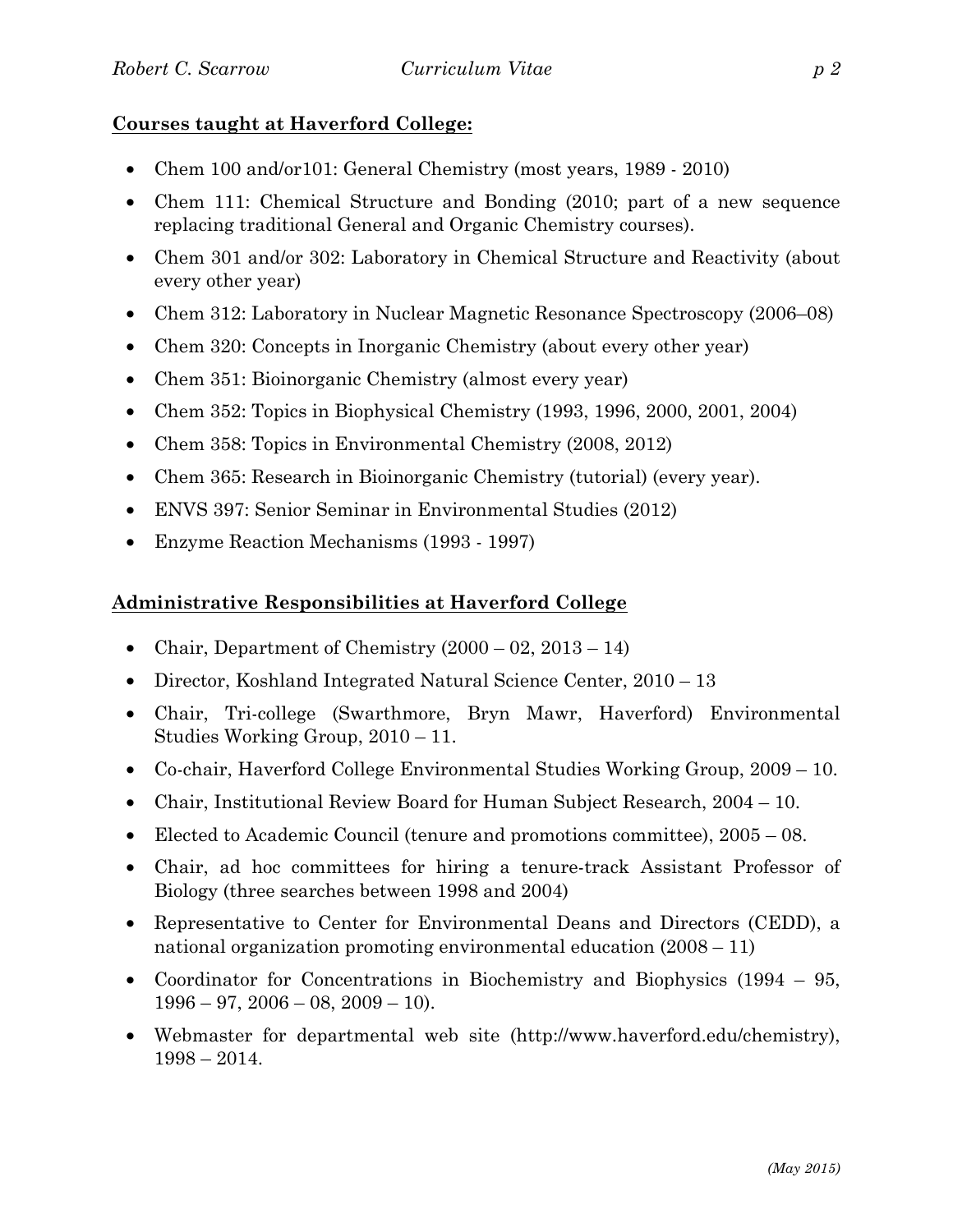## Courses taught at Haverford College:

- Chem 100 and/or101: General Chemistry (most years, 1989 - 2010)
- Chem 111: Chemical Structure and Bonding (2010; part of a new sequence replacing traditional General and Organic Chemistry courses).
- Chem 301 and/or 302: Laboratory in Chemical Structure and Reactivity (about every other year)
- Chem 312: Laboratory in Nuclear Magnetic Resonance Spectroscopy (2006–08)
- Chem 320: Concepts in Inorganic Chemistry (about every other year)
- Chem 351: Bioinorganic Chemistry (almost every year)
- Chem 352: Topics in Biophysical Chemistry (1993, 1996, 2000, 2001, 2004)
- Chem 358: Topics in Environmental Chemistry (2008, 2012)
- Chem 365: Research in Bioinorganic Chemistry (tutorial) (every year).
- ENVS 397: Senior Seminar in Environmental Studies (2012)
- Enzyme Reaction Mechanisms (1993 - 1997)

## Administrative Responsibilities at Haverford College

- Chair, Department of Chemistry (2000 – 02, 2013 – 14)
- Director, Koshland Integrated Natural Science Center, 2010 – 13
- Chair, Tri-college (Swarthmore, Bryn Mawr, Haverford) Environmental Studies Working Group, 2010 – 11.
- Co-chair, Haverford College Environmental Studies Working Group, 2009 – 10.
- Chair, Institutional Review Board for Human Subject Research, 2004 – 10.
- Elected to Academic Council (tenure and promotions committee), 2005 – 08.
- Chair, ad hoc committees for hiring a tenure-track Assistant Professor of Biology (three searches between 1998 and 2004)
- Representative to Center for Environmental Deans and Directors (CEDD), a national organization promoting environmental education (2008 – 11)
- Coordinator for Concentrations in Biochemistry and Biophysics (1994 – 95, 1996 – 97, 2006 – 08, 2009 – 10).
- Webmaster for departmental web site (http://www.haverford.edu/chemistry), 1998 – 2014.

*(May 2015)*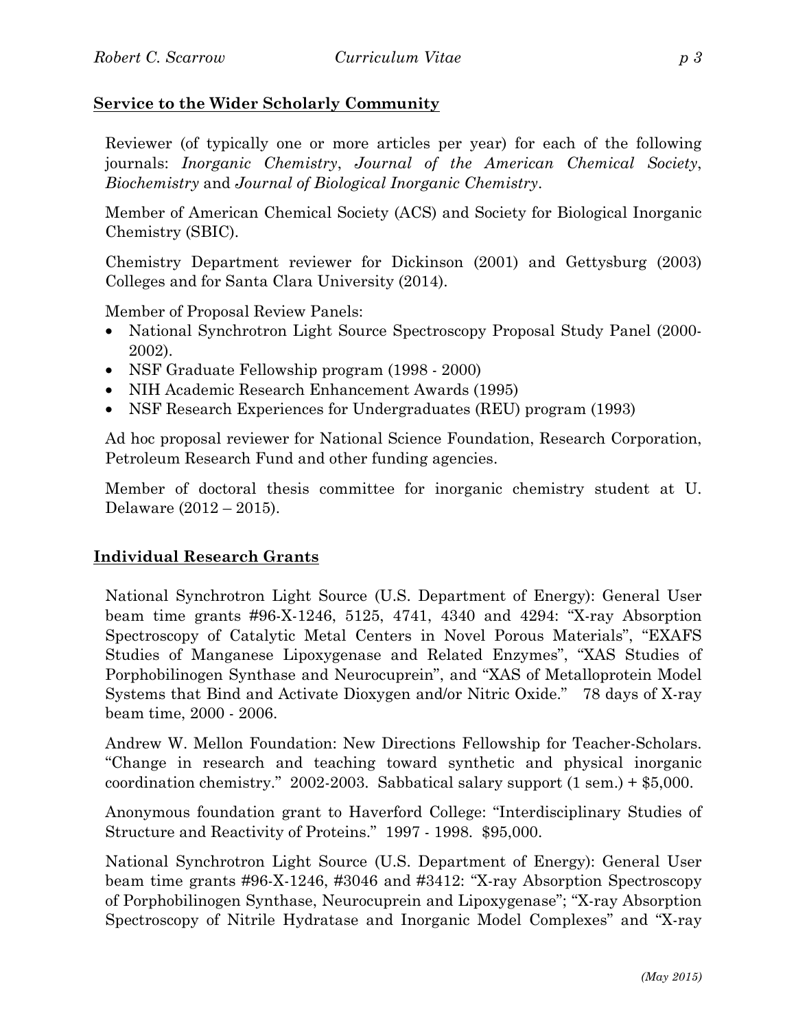## Service to the Wider Scholarly Community

Reviewer (of typically one or more articles per year) for each of the following journals: *Inorganic Chemistry*, *Journal of the American Chemical Society*, *Biochemistry* and *Journal of Biological Inorganic Chemistry*.

Member of American Chemical Society (ACS) and Society for Biological Inorganic Chemistry (SBIC).

Chemistry Department reviewer for Dickinson (2001) and Gettysburg (2003) Colleges and for Santa Clara University (2014).

Member of Proposal Review Panels:

- National Synchrotron Light Source Spectroscopy Proposal Study Panel (2000-2002).
- NSF Graduate Fellowship program (1998 - 2000)
- NIH Academic Research Enhancement Awards (1995)
- NSF Research Experiences for Undergraduates (REU) program (1993)

Ad hoc proposal reviewer for National Science Foundation, Research Corporation, Petroleum Research Fund and other funding agencies.

Member of doctoral thesis committee for inorganic chemistry student at U. Delaware (2012 – 2015).

## Individual Research Grants

National Synchrotron Light Source (U.S. Department of Energy): General User beam time grants #96-X-1246, 5125, 4741, 4340 and 4294: "X-ray Absorption Spectroscopy of Catalytic Metal Centers in Novel Porous Materials", "EXAFS Studies of Manganese Lipoxygenase and Related Enzymes", "XAS Studies of Porphobilinogen Synthase and Neurocuprein", and "XAS of Metalloprotein Model Systems that Bind and Activate Dioxygen and/or Nitric Oxide." 78 days of X-ray beam time, 2000 - 2006.

Andrew W. Mellon Foundation: New Directions Fellowship for Teacher-Scholars. "Change in research and teaching toward synthetic and physical inorganic coordination chemistry." 2002-2003. Sabbatical salary support (1 sem.) + $5,000.

Anonymous foundation grant to Haverford College: "Interdisciplinary Studies of Structure and Reactivity of Proteins." 1997 - 1998. $95,000.

National Synchrotron Light Source (U.S. Department of Energy): General User beam time grants #96-X-1246, #3046 and #3412: "X-ray Absorption Spectroscopy of Porphobilinogen Synthase, Neurocuprein and Lipoxygenase"; "X-ray Absorption Spectroscopy of Nitrile Hydratase and Inorganic Model Complexes" and "X-ray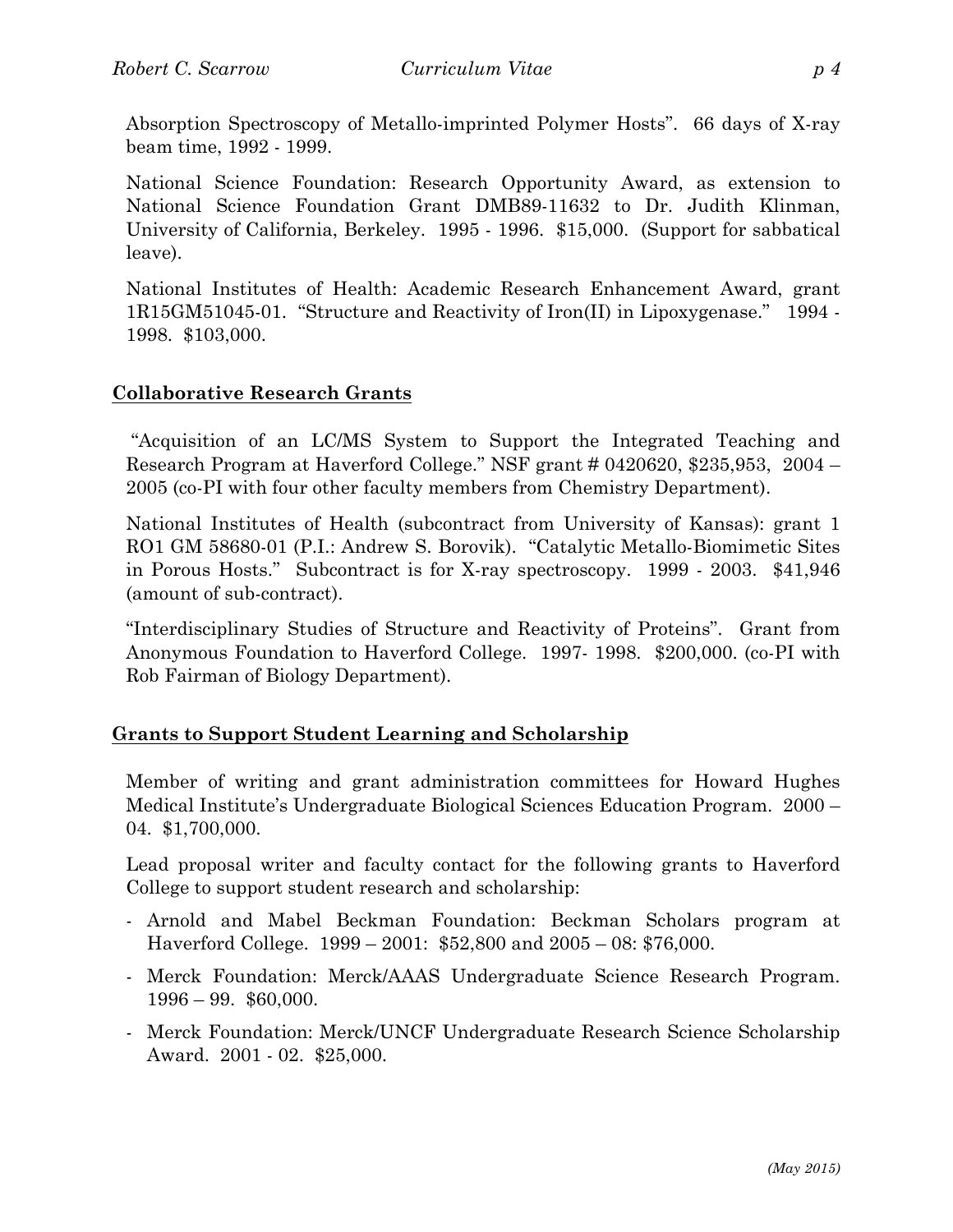Absorption Spectroscopy of Metallo-imprinted Polymer Hosts". 66 days of X-ray beam time, 1992 - 1999.

National Science Foundation: Research Opportunity Award, as extension to National Science Foundation Grant DMB89-11632 to Dr. Judith Klinman, University of California, Berkeley. 1995 - 1996. $15,000. (Support for sabbatical leave).

National Institutes of Health: Academic Research Enhancement Award, grant 1R15GM51045-01. "Structure and Reactivity of Iron(II) in Lipoxygenase." 1994 - 1998. $103,000.

## Collaborative Research Grants

"Acquisition of an LC/MS System to Support the Integrated Teaching and Research Program at Haverford College." NSF grant # 0420620, $235,953, 2004 – 2005 (co-PI with four other faculty members from Chemistry Department).

National Institutes of Health (subcontract from University of Kansas): grant 1 RO1 GM 58680-01 (P.I.: Andrew S. Borovik). "Catalytic Metallo-Biomimetic Sites in Porous Hosts." Subcontract is for X-ray spectroscopy. 1999 - 2003. $41,946 (amount of sub-contract).

"Interdisciplinary Studies of Structure and Reactivity of Proteins". Grant from Anonymous Foundation to Haverford College. 1997- 1998. $200,000. (co-PI with Rob Fairman of Biology Department).

## Grants to Support Student Learning and Scholarship

Member of writing and grant administration committees for Howard Hughes Medical Institute's Undergraduate Biological Sciences Education Program. 2000 – 04. $1,700,000.

Lead proposal writer and faculty contact for the following grants to Haverford College to support student research and scholarship:

- Arnold and Mabel Beckman Foundation: Beckman Scholars program at Haverford College. 1999 – 2001: $52,800 and 2005 – 08: $76,000.
- Merck Foundation: Merck/AAAS Undergraduate Science Research Program. 1996 – 99. $60,000.
- Merck Foundation: Merck/UNCF Undergraduate Research Science Scholarship Award. 2001 - 02. $25,000.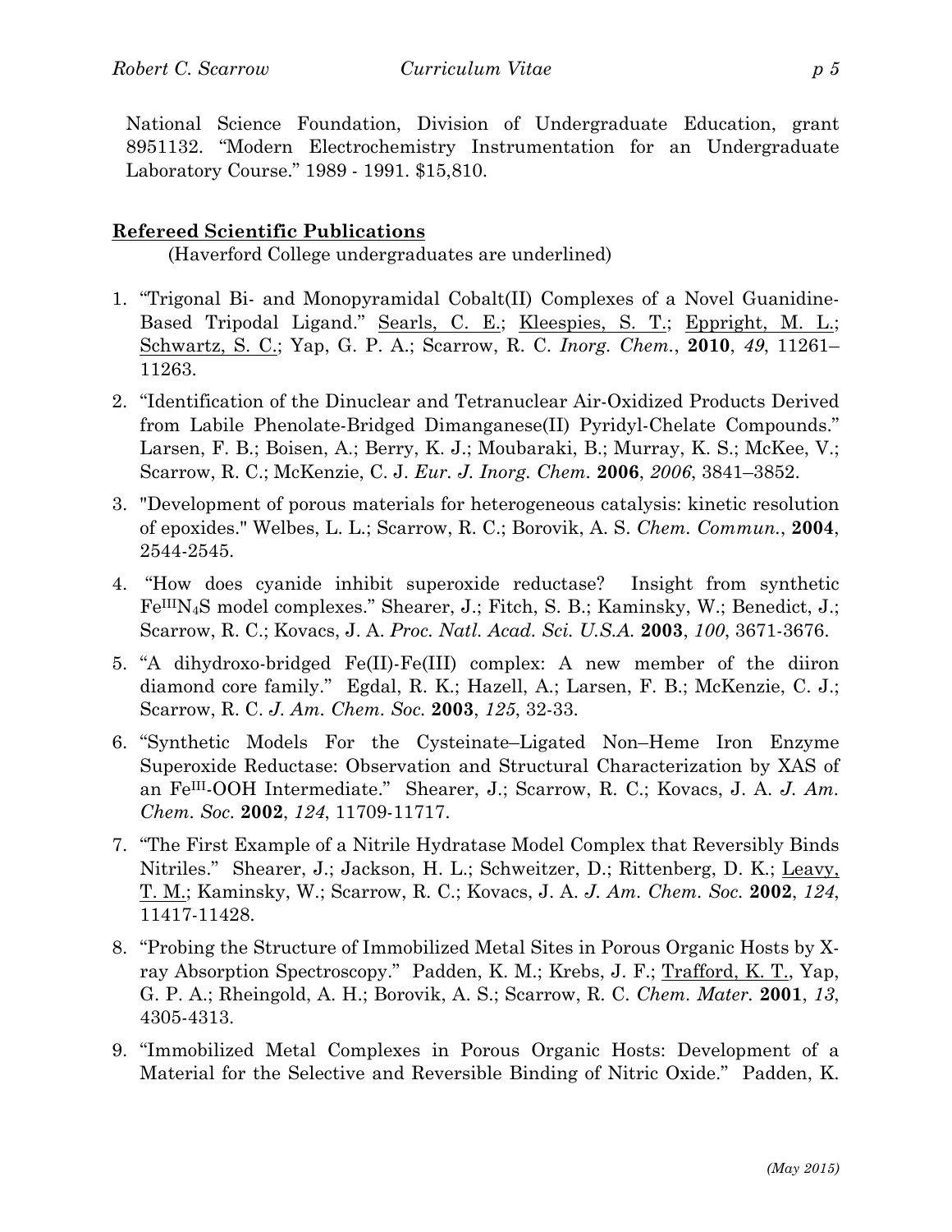National Science Foundation, Division of Undergraduate Education, grant 8951132. "Modern Electrochemistry Instrumentation for an Undergraduate Laboratory Course." 1989 - 1991. $15,810.

## Refereed Scientific Publications

(Haverford College undergraduates are underlined)

1. "Trigonal Bi- and Monopyramidal Cobalt(II) Complexes of a Novel Guanidine-Based Tripodal Ligand." <u>Searls, C. E.</u>; <u>Kleespies, S. T.</u>; <u>Eppright, M. L.</u>; <u>Schwartz, S. C.</u>; Yap, G. P. A.; Scarrow, R. C. *Inorg. Chem.*, **2010**, *49*, 11261–11263.
2. "Identification of the Dinuclear and Tetranuclear Air-Oxidized Products Derived from Labile Phenolate-Bridged Dimanganese(II) Pyridyl-Chelate Compounds." Larsen, F. B.; Boisen, A.; Berry, K. J.; Moubaraki, B.; Murray, K. S.; McKee, V.; Scarrow, R. C.; McKenzie, C. J. *Eur. J. Inorg. Chem.* **2006**, *2006*, 3841–3852.
3. "Development of porous materials for heterogeneous catalysis: kinetic resolution of epoxides." Welbes, L. L.; Scarrow, R. C.; Borovik, A. S. *Chem. Commun.*, **2004**, 2544-2545.
4. "How does cyanide inhibit superoxide reductase? Insight from synthetic $Fe^{III}N_4S$ model complexes." Shearer, J.; Fitch, S. B.; Kaminsky, W.; Benedict, J.; Scarrow, R. C.; Kovacs, J. A. *Proc. Natl. Acad. Sci. U.S.A.* **2003**, *100*, 3671-3676.
5. "A dihydroxo-bridged Fe(II)-Fe(III) complex: A new member of the diiron diamond core family." Egdal, R. K.; Hazell, A.; Larsen, F. B.; McKenzie, C. J.; Scarrow, R. C. *J. Am. Chem. Soc.* **2003**, *125*, 32-33.
6. "Synthetic Models For the Cysteinate–Ligated Non–Heme Iron Enzyme Superoxide Reductase: Observation and Structural Characterization by XAS of an $Fe^{III}$-OOH Intermediate." Shearer, J.; Scarrow, R. C.; Kovacs, J. A. *J. Am. Chem. Soc.* **2002**, *124*, 11709-11717.
7. "The First Example of a Nitrile Hydratase Model Complex that Reversibly Binds Nitriles." Shearer, J.; Jackson, H. L.; Schweitzer, D.; Rittenberg, D. K.; <u>Leavy, T. M.</u>; Kaminsky, W.; Scarrow, R. C.; Kovacs, J. A. *J. Am. Chem. Soc.* **2002**, *124*, 11417-11428.
8. "Probing the Structure of Immobilized Metal Sites in Porous Organic Hosts by X-ray Absorption Spectroscopy." Padden, K. M.; Krebs, J. F.; <u>Trafford, K. T.</u>, Yap, G. P. A.; Rheingold, A. H.; Borovik, A. S.; Scarrow, R. C. *Chem. Mater.* **2001**, *13*, 4305-4313.
9. "Immobilized Metal Complexes in Porous Organic Hosts: Development of a Material for the Selective and Reversible Binding of Nitric Oxide." Padden, K.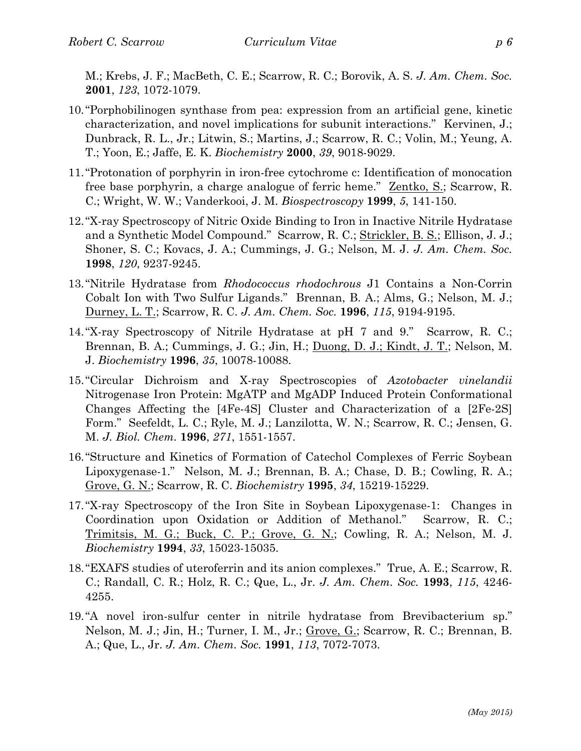M.; Krebs, J. F.; MacBeth, C. E.; Scarrow, R. C.; Borovik, A. S. *J. Am. Chem. Soc.* **2001**, *123*, 1072-1079.

10. "Porphobilinogen synthase from pea: expression from an artificial gene, kinetic characterization, and novel implications for subunit interactions." Kervinen, J.; Dunbrack, R. L., Jr.; Litwin, S.; Martins, J.; Scarrow, R. C.; Volin, M.; Yeung, A. T.; Yoon, E.; Jaffe, E. K. *Biochemistry* **2000**, *39*, 9018-9029.

11. "Protonation of porphyrin in iron-free cytochrome c: Identification of monocation free base porphyrin, a charge analogue of ferric heme." <u>Zentko, S.</u>; Scarrow, R. C.; Wright, W. W.; Vanderkooi, J. M. *Biospectroscopy* **1999**, *5*, 141-150.

12. "X-ray Spectroscopy of Nitric Oxide Binding to Iron in Inactive Nitrile Hydratase and a Synthetic Model Compound." Scarrow, R. C.; <u>Strickler, B. S.</u>; Ellison, J. J.; Shoner, S. C.; Kovacs, J. A.; Cummings, J. G.; Nelson, M. J. *J. Am. Chem. Soc.* **1998**, *120*, 9237-9245.

13. "Nitrile Hydratase from *Rhodococcus rhodochrous* J1 Contains a Non-Corrin Cobalt Ion with Two Sulfur Ligands." Brennan, B. A.; Alms, G.; Nelson, M. J.; <u>Durney, L. T.</u>; Scarrow, R. C. *J. Am. Chem. Soc.* **1996**, *115*, 9194-9195.

14. "X-ray Spectroscopy of Nitrile Hydratase at pH 7 and 9." Scarrow, R. C.; Brennan, B. A.; Cummings, J. G.; Jin, H.; <u>Duong, D. J.; Kindt, J. T.</u>; Nelson, M. J. *Biochemistry* **1996**, *35*, 10078-10088.

15. "Circular Dichroism and X-ray Spectroscopies of *Azotobacter vinelandii* Nitrogenase Iron Protein: MgATP and MgADP Induced Protein Conformational Changes Affecting the [4Fe-4S] Cluster and Characterization of a [2Fe-2S] Form." Seefeldt, L. C.; Ryle, M. J.; Lanzilotta, W. N.; Scarrow, R. C.; Jensen, G. M. *J. Biol. Chem.* **1996**, *271*, 1551-1557.

16. "Structure and Kinetics of Formation of Catechol Complexes of Ferric Soybean Lipoxygenase-1." Nelson, M. J.; Brennan, B. A.; Chase, D. B.; Cowling, R. A.; <u>Grove, G. N.</u>; Scarrow, R. C. *Biochemistry* **1995**, *34*, 15219-15229.

17. "X-ray Spectroscopy of the Iron Site in Soybean Lipoxygenase-1: Changes in Coordination upon Oxidation or Addition of Methanol." Scarrow, R. C.; <u>Trimitsis, M. G.; Buck, C. P.; Grove, G. N.</u>; Cowling, R. A.; Nelson, M. J. *Biochemistry* **1994**, *33*, 15023-15035.

18. "EXAFS studies of uteroferrin and its anion complexes." True, A. E.; Scarrow, R. C.; Randall, C. R.; Holz, R. C.; Que, L., Jr. *J. Am. Chem. Soc.* **1993**, *115*, 4246-4255.

19. "A novel iron-sulfur center in nitrile hydratase from Brevibacterium sp." Nelson, M. J.; Jin, H.; Turner, I. M., Jr.; <u>Grove, G.</u>; Scarrow, R. C.; Brennan, B. A.; Que, L., Jr. *J. Am. Chem. Soc.* **1991**, *113*, 7072-7073.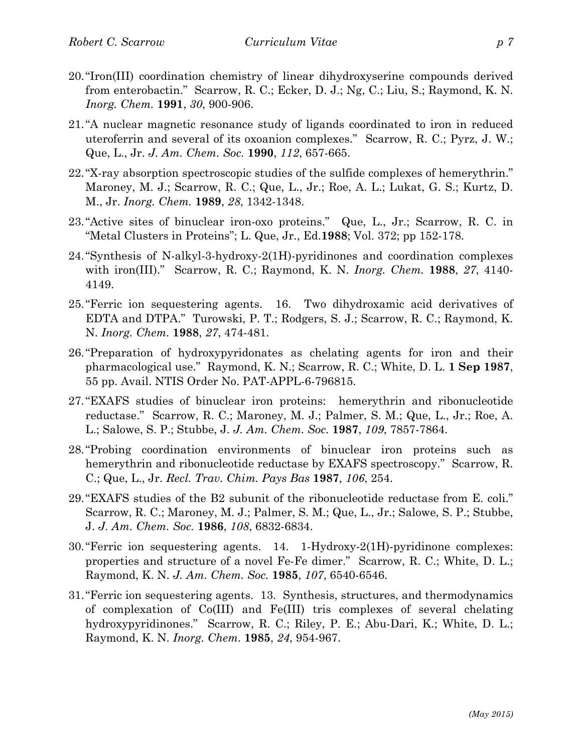20. "Iron(III) coordination chemistry of linear dihydroxyserine compounds derived from enterobactin." Scarrow, R. C.; Ecker, D. J.; Ng, C.; Liu, S.; Raymond, K. N. *Inorg. Chem.* **1991**, *30*, 900-906.

21. "A nuclear magnetic resonance study of ligands coordinated to iron in reduced uteroferrin and several of its oxoanion complexes." Scarrow, R. C.; Pyrz, J. W.; Que, L., Jr. *J. Am. Chem. Soc.* **1990**, *112*, 657-665.

22. "X-ray absorption spectroscopic studies of the sulfide complexes of hemerythrin." Maroney, M. J.; Scarrow, R. C.; Que, L., Jr.; Roe, A. L.; Lukat, G. S.; Kurtz, D. M., Jr. *Inorg. Chem.* **1989**, *28*, 1342-1348.

23. "Active sites of binuclear iron-oxo proteins." Que, L., Jr.; Scarrow, R. C. in "Metal Clusters in Proteins"; L. Que, Jr., Ed.**1988**; Vol. 372; pp 152-178.

24. "Synthesis of N-alkyl-3-hydroxy-2(1H)-pyridinones and coordination complexes with iron(III)." Scarrow, R. C.; Raymond, K. N. *Inorg. Chem.* **1988**, *27*, 4140-4149.

25. "Ferric ion sequestering agents. 16. Two dihydroxamic acid derivatives of EDTA and DTPA." Turowski, P. T.; Rodgers, S. J.; Scarrow, R. C.; Raymond, K. N. *Inorg. Chem.* **1988**, *27*, 474-481.

26. "Preparation of hydroxypyridonates as chelating agents for iron and their pharmacological use." Raymond, K. N.; Scarrow, R. C.; White, D. L. **1 Sep 1987**, 55 pp. Avail. NTIS Order No. PAT-APPL-6-796815.

27. "EXAFS studies of binuclear iron proteins: hemerythrin and ribonucleotide reductase." Scarrow, R. C.; Maroney, M. J.; Palmer, S. M.; Que, L., Jr.; Roe, A. L.; Salowe, S. P.; Stubbe, J. *J. Am. Chem. Soc.* **1987**, *109*, 7857-7864.

28. "Probing coordination environments of binuclear iron proteins such as hemerythrin and ribonucleotide reductase by EXAFS spectroscopy." Scarrow, R. C.; Que, L., Jr. *Recl. Trav. Chim. Pays Bas* **1987**, *106*, 254.

29. "EXAFS studies of the B2 subunit of the ribonucleotide reductase from E. coli." Scarrow, R. C.; Maroney, M. J.; Palmer, S. M.; Que, L., Jr.; Salowe, S. P.; Stubbe, J. *J. Am. Chem. Soc.* **1986**, *108*, 6832-6834.

30. "Ferric ion sequestering agents. 14. 1-Hydroxy-2(1H)-pyridinone complexes: properties and structure of a novel Fe-Fe dimer." Scarrow, R. C.; White, D. L.; Raymond, K. N. *J. Am. Chem. Soc.* **1985**, *107*, 6540-6546.

31. "Ferric ion sequestering agents. 13. Synthesis, structures, and thermodynamics of complexation of Co(III) and Fe(III) tris complexes of several chelating hydroxypyridinones." Scarrow, R. C.; Riley, P. E.; Abu-Dari, K.; White, D. L.; Raymond, K. N. *Inorg. Chem.* **1985**, *24*, 954-967.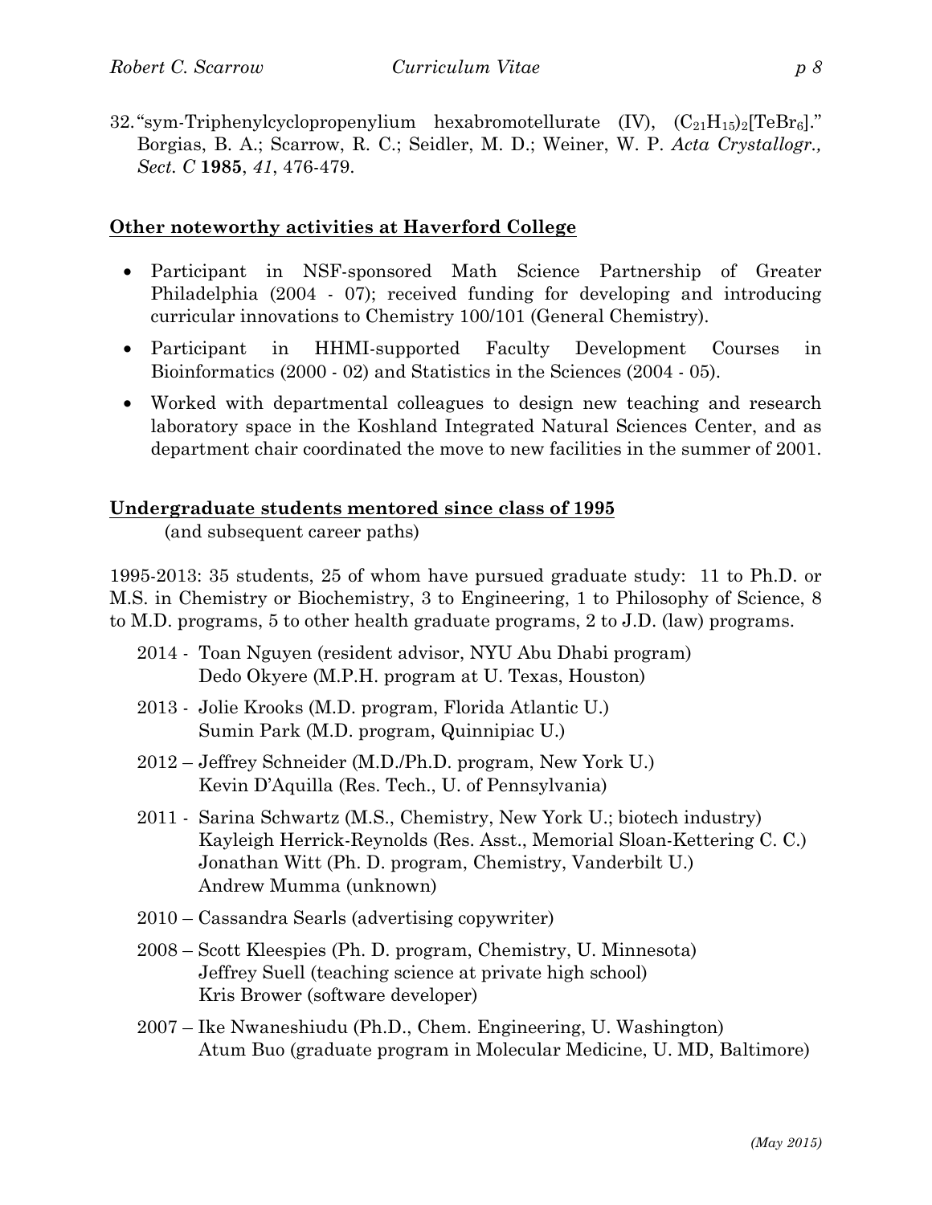32. "sym-Triphenylcyclopropenylium hexabromotellurate (IV), $(C_{21}H_{15})_2[TeBr_6]$." Borgias, B. A.; Scarrow, R. C.; Seidler, M. D.; Weiner, W. P. *Acta Crystallogr., Sect. C* **1985**, *41*, 476-479.

## Other noteworthy activities at Haverford College

- Participant in NSF-sponsored Math Science Partnership of Greater Philadelphia (2004 - 07); received funding for developing and introducing curricular innovations to Chemistry 100/101 (General Chemistry).
- Participant in HHMI-supported Faculty Development Courses in Bioinformatics (2000 - 02) and Statistics in the Sciences (2004 - 05).
- Worked with departmental colleagues to design new teaching and research laboratory space in the Koshland Integrated Natural Sciences Center, and as department chair coordinated the move to new facilities in the summer of 2001.

## Undergraduate students mentored since class of 1995

(and subsequent career paths)

1995-2013: 35 students, 25 of whom have pursued graduate study: 11 to Ph.D. or M.S. in Chemistry or Biochemistry, 3 to Engineering, 1 to Philosophy of Science, 8 to M.D. programs, 5 to other health graduate programs, 2 to J.D. (law) programs.

2014 - Toan Nguyen (resident advisor, NYU Abu Dhabi program)
Dedo Okyere (M.P.H. program at U. Texas, Houston)

2013 - Jolie Krooks (M.D. program, Florida Atlantic U.)
Sumin Park (M.D. program, Quinnipiac U.)

2012 – Jeffrey Schneider (M.D./Ph.D. program, New York U.)
Kevin D'Aquilla (Res. Tech., U. of Pennsylvania)

2011 - Sarina Schwartz (M.S., Chemistry, New York U.; biotech industry)
Kayleigh Herrick-Reynolds (Res. Asst., Memorial Sloan-Kettering C. C.)
Jonathan Witt (Ph. D. program, Chemistry, Vanderbilt U.)
Andrew Mumma (unknown)

2010 – Cassandra Searls (advertising copywriter)

2008 – Scott Kleespies (Ph. D. program, Chemistry, U. Minnesota)
Jeffrey Suell (teaching science at private high school)
Kris Brower (software developer)

2007 – Ike Nwaneshiudu (Ph.D., Chem. Engineering, U. Washington)
Atum Buo (graduate program in Molecular Medicine, U. MD, Baltimore)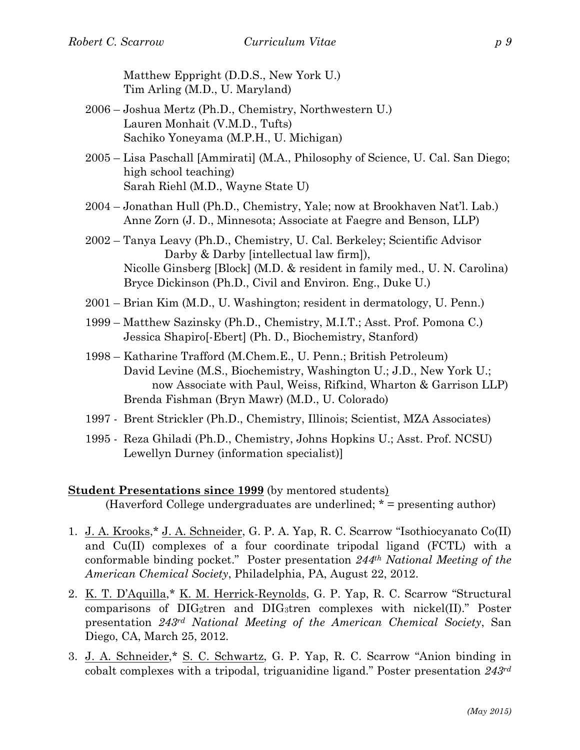Matthew Eppright (D.D.S., New York U.)
Tim Arling (M.D., U. Maryland)

2006 – Joshua Mertz (Ph.D., Chemistry, Northwestern U.)
Lauren Monhait (V.M.D., Tufts)
Sachiko Yoneyama (M.P.H., U. Michigan)

2005 – Lisa Paschall [Ammirati] (M.A., Philosophy of Science, U. Cal. San Diego; high school teaching)
Sarah Riehl (M.D., Wayne State U)

2004 – Jonathan Hull (Ph.D., Chemistry, Yale; now at Brookhaven Nat'l. Lab.)
Anne Zorn (J. D., Minnesota; Associate at Faegre and Benson, LLP)

2002 – Tanya Leavy (Ph.D., Chemistry, U. Cal. Berkeley; Scientific Advisor Darby & Darby [intellectual law firm]),
Nicolle Ginsberg [Block] (M.D. & resident in family med., U. N. Carolina)
Bryce Dickinson (Ph.D., Civil and Environ. Eng., Duke U.)

2001 – Brian Kim (M.D., U. Washington; resident in dermatology, U. Penn.)

1999 – Matthew Sazinsky (Ph.D., Chemistry, M.I.T.; Asst. Prof. Pomona C.)
Jessica Shapiro[-Ebert] (Ph. D., Biochemistry, Stanford)

1998 – Katharine Trafford (M.Chem.E., U. Penn.; British Petroleum)
David Levine (M.S., Biochemistry, Washington U.; J.D., New York U.; now Associate with Paul, Weiss, Rifkind, Wharton & Garrison LLP)
Brenda Fishman (Bryn Mawr) (M.D., U. Colorado)

1997 - Brent Strickler (Ph.D., Chemistry, Illinois; Scientist, MZA Associates)

1995 - Reza Ghiladi (Ph.D., Chemistry, Johns Hopkins U.; Asst. Prof. NCSU)
Lewellyn Durney (information specialist)]

**Student Presentations since 1999** (by mentored students)
(Haverford College undergraduates are underlined; * = presenting author)

1. J. A. Krooks,* J. A. Schneider, G. P. A. Yap, R. C. Scarrow "Isothiocyanato Co(II) and Cu(II) complexes of a four coordinate tripodal ligand (FCTL) with a conformable binding pocket." Poster presentation *244th National Meeting of the American Chemical Society*, Philadelphia, PA, August 22, 2012.
2. K. T. D'Aquilla,* K. M. Herrick-Reynolds, G. P. Yap, R. C. Scarrow "Structural comparisons of $DIG_2$tren and $DIG_3$tren complexes with nickel(II)." Poster presentation *243rd National Meeting of the American Chemical Society*, San Diego, CA, March 25, 2012.
3. J. A. Schneider,* S. C. Schwartz, G. P. Yap, R. C. Scarrow "Anion binding in cobalt complexes with a tripodal, triguanidine ligand." Poster presentation *243rd*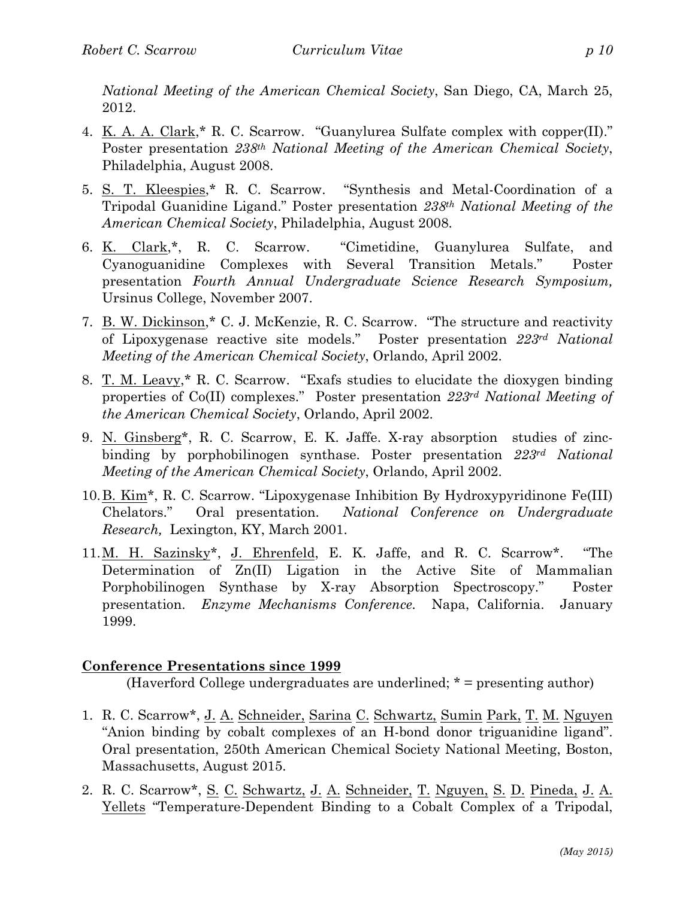*National Meeting of the American Chemical Society*, San Diego, CA, March 25, 2012.

4. <u>K. A. A. Clark</u>,* R. C. Scarrow. "Guanylurea Sulfate complex with copper(II)." Poster presentation *238th National Meeting of the American Chemical Society*, Philadelphia, August 2008.

5. <u>S. T. Kleespies</u>,* R. C. Scarrow. "Synthesis and Metal-Coordination of a Tripodal Guanidine Ligand." Poster presentation *238th National Meeting of the American Chemical Society*, Philadelphia, August 2008.

6. <u>K. Clark</u>,*, R. C. Scarrow. "Cimetidine, Guanylurea Sulfate, and Cyanoguanidine Complexes with Several Transition Metals." Poster presentation *Fourth Annual Undergraduate Science Research Symposium,* Ursinus College, November 2007.

7. <u>B. W. Dickinson</u>,* C. J. McKenzie, R. C. Scarrow. "The structure and reactivity of Lipoxygenase reactive site models." Poster presentation *223rd National Meeting of the American Chemical Society*, Orlando, April 2002.

8. <u>T. M. Leavy</u>,* R. C. Scarrow. "Exafs studies to elucidate the dioxygen binding properties of Co(II) complexes." Poster presentation *223rd National Meeting of the American Chemical Society*, Orlando, April 2002.

9. <u>N. Ginsberg</u>*, R. C. Scarrow, E. K. Jaffe. X-ray absorption studies of zinc-binding by porphobilinogen synthase. Poster presentation *223rd National Meeting of the American Chemical Society*, Orlando, April 2002.

10. <u>B. Kim</u>*, R. C. Scarrow. "Lipoxygenase Inhibition By Hydroxypyridinone Fe(III) Chelators." Oral presentation. *National Conference on Undergraduate Research,* Lexington, KY, March 2001.

11. <u>M. H. Sazinsky</u>*, <u>J. Ehrenfeld</u>, E. K. Jaffe, and R. C. Scarrow*. "The Determination of Zn(II) Ligation in the Active Site of Mammalian Porphobilinogen Synthase by X-ray Absorption Spectroscopy." Poster presentation. *Enzyme Mechanisms Conference.* Napa, California. January 1999.

## **<u>Conference Presentations since 1999</u>**

(Haverford College undergraduates are underlined; * = presenting author)

1. R. C. Scarrow*, <u>J. A. Schneider, Sarina C. Schwartz, Sumin Park, T. M. Nguyen</u> "Anion binding by cobalt complexes of an H-bond donor triguanidine ligand". Oral presentation, 250th American Chemical Society National Meeting, Boston, Massachusetts, August 2015.

2. R. C. Scarrow*, <u>S. C. Schwartz, J. A. Schneider, T. Nguyen, S. D. Pineda, J. A. Yellets</u> "Temperature-Dependent Binding to a Cobalt Complex of a Tripodal,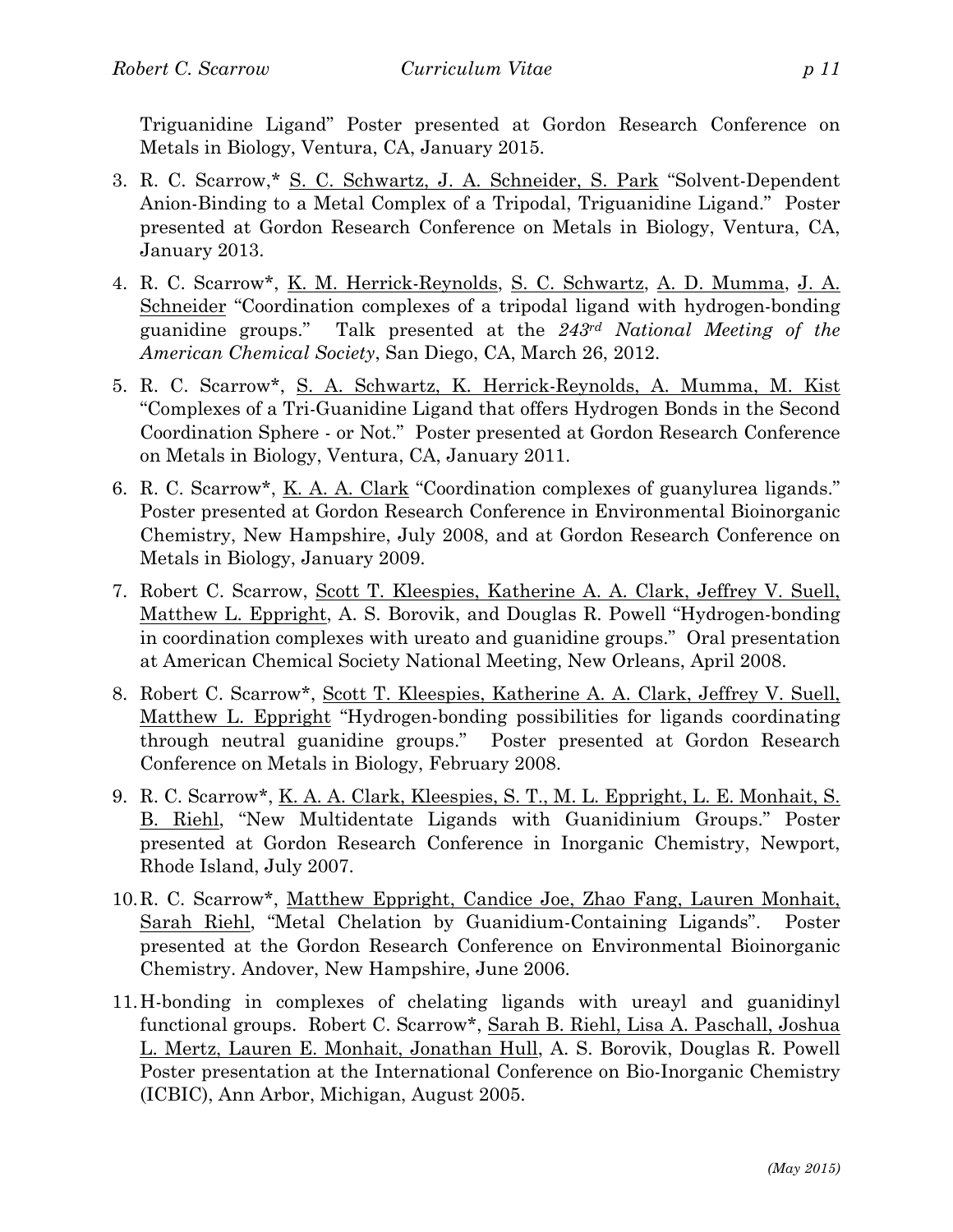Triguanidine Ligand" Poster presented at Gordon Research Conference on Metals in Biology, Ventura, CA, January 2015.

3. R. C. Scarrow,* S. C. Schwartz, J. A. Schneider, S. Park "Solvent-Dependent Anion-Binding to a Metal Complex of a Tripodal, Triguanidine Ligand." Poster presented at Gordon Research Conference on Metals in Biology, Ventura, CA, January 2013.
4. R. C. Scarrow*, K. M. Herrick-Reynolds, S. C. Schwartz, A. D. Mumma, J. A. Schneider "Coordination complexes of a tripodal ligand with hydrogen-bonding guanidine groups." Talk presented at the *243rd National Meeting of the American Chemical Society*, San Diego, CA, March 26, 2012.
5. R. C. Scarrow*, S. A. Schwartz, K. Herrick-Reynolds, A. Mumma, M. Kist "Complexes of a Tri-Guanidine Ligand that offers Hydrogen Bonds in the Second Coordination Sphere - or Not." Poster presented at Gordon Research Conference on Metals in Biology, Ventura, CA, January 2011.
6. R. C. Scarrow*, K. A. A. Clark "Coordination complexes of guanylurea ligands." Poster presented at Gordon Research Conference in Environmental Bioinorganic Chemistry, New Hampshire, July 2008, and at Gordon Research Conference on Metals in Biology, January 2009.
7. Robert C. Scarrow, Scott T. Kleespies, Katherine A. A. Clark, Jeffrey V. Suell, Matthew L. Eppright, A. S. Borovik, and Douglas R. Powell "Hydrogen-bonding in coordination complexes with ureato and guanidine groups." Oral presentation at American Chemical Society National Meeting, New Orleans, April 2008.
8. Robert C. Scarrow*, Scott T. Kleespies, Katherine A. A. Clark, Jeffrey V. Suell, Matthew L. Eppright "Hydrogen-bonding possibilities for ligands coordinating through neutral guanidine groups." Poster presented at Gordon Research Conference on Metals in Biology, February 2008.
9. R. C. Scarrow*, K. A. A. Clark, Kleespies, S. T., M. L. Eppright, L. E. Monhait, S. B. Riehl, "New Multidentate Ligands with Guanidinium Groups." Poster presented at Gordon Research Conference in Inorganic Chemistry, Newport, Rhode Island, July 2007.
10. R. C. Scarrow*, Matthew Eppright, Candice Joe, Zhao Fang, Lauren Monhait, Sarah Riehl, "Metal Chelation by Guanidium-Containing Ligands". Poster presented at the Gordon Research Conference on Environmental Bioinorganic Chemistry. Andover, New Hampshire, June 2006.
11. H-bonding in complexes of chelating ligands with ureayl and guanidinyl functional groups. Robert C. Scarrow*, Sarah B. Riehl, Lisa A. Paschall, Joshua L. Mertz, Lauren E. Monhait, Jonathan Hull, A. S. Borovik, Douglas R. Powell Poster presentation at the International Conference on Bio-Inorganic Chemistry (ICBIC), Ann Arbor, Michigan, August 2005.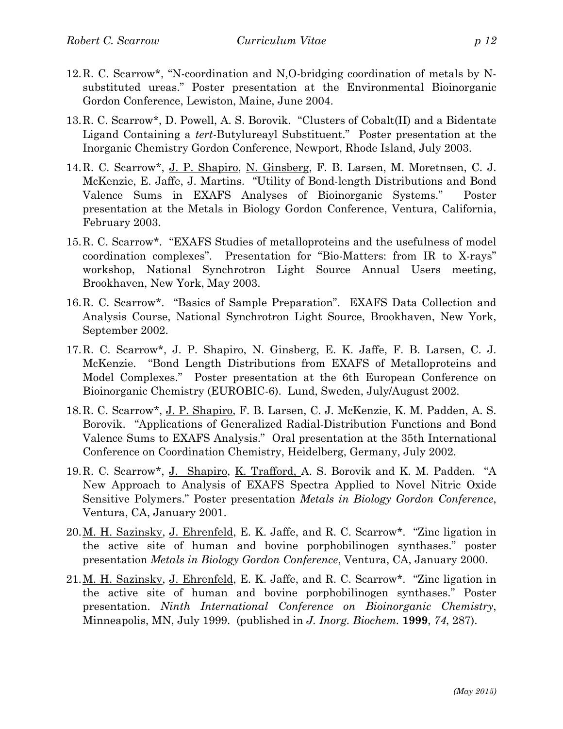12. R. C. Scarrow*, "N-coordination and N,O-bridging coordination of metals by N-substituted ureas." Poster presentation at the Environmental Bioinorganic Gordon Conference, Lewiston, Maine, June 2004.

13. R. C. Scarrow*, D. Powell, A. S. Borovik. "Clusters of Cobalt(II) and a Bidentate Ligand Containing a *tert*-Butylureayl Substituent." Poster presentation at the Inorganic Chemistry Gordon Conference, Newport, Rhode Island, July 2003.

14. R. C. Scarrow*, <u>J. P. Shapiro</u>, <u>N. Ginsberg</u>, F. B. Larsen, M. Moretnsen, C. J. McKenzie, E. Jaffe, J. Martins. "Utility of Bond-length Distributions and Bond Valence Sums in EXAFS Analyses of Bioinorganic Systems." Poster presentation at the Metals in Biology Gordon Conference, Ventura, California, February 2003.

15. R. C. Scarrow*. "EXAFS Studies of metalloproteins and the usefulness of model coordination complexes". Presentation for "Bio-Matters: from IR to X-rays" workshop, National Synchrotron Light Source Annual Users meeting, Brookhaven, New York, May 2003.

16. R. C. Scarrow*. "Basics of Sample Preparation". EXAFS Data Collection and Analysis Course, National Synchrotron Light Source, Brookhaven, New York, September 2002.

17. R. C. Scarrow*, <u>J. P. Shapiro</u>, <u>N. Ginsberg</u>, E. K. Jaffe, F. B. Larsen, C. J. McKenzie. "Bond Length Distributions from EXAFS of Metalloproteins and Model Complexes." Poster presentation at the 6th European Conference on Bioinorganic Chemistry (EUROBIC-6). Lund, Sweden, July/August 2002.

18. R. C. Scarrow*, <u>J. P. Shapiro</u>, F. B. Larsen, C. J. McKenzie, K. M. Padden, A. S. Borovik. "Applications of Generalized Radial-Distribution Functions and Bond Valence Sums to EXAFS Analysis." Oral presentation at the 35th International Conference on Coordination Chemistry, Heidelberg, Germany, July 2002.

19. R. C. Scarrow*, <u>J. Shapiro</u>, <u>K. Trafford,</u> A. S. Borovik and K. M. Padden. "A New Approach to Analysis of EXAFS Spectra Applied to Novel Nitric Oxide Sensitive Polymers." Poster presentation *Metals in Biology Gordon Conference*, Ventura, CA, January 2001.

20. <u>M. H. Sazinsky</u>, <u>J. Ehrenfeld</u>, E. K. Jaffe, and R. C. Scarrow*. "Zinc ligation in the active site of human and bovine porphobilinogen synthases." poster presentation *Metals in Biology Gordon Conference*, Ventura, CA, January 2000.

21. <u>M. H. Sazinsky</u>, <u>J. Ehrenfeld</u>, E. K. Jaffe, and R. C. Scarrow*. "Zinc ligation in the active site of human and bovine porphobilinogen synthases." Poster presentation. *Ninth International Conference on Bioinorganic Chemistry*, Minneapolis, MN, July 1999. (published in *J. Inorg. Biochem.* **1999**, *74*, 287).

*(May 2015)*